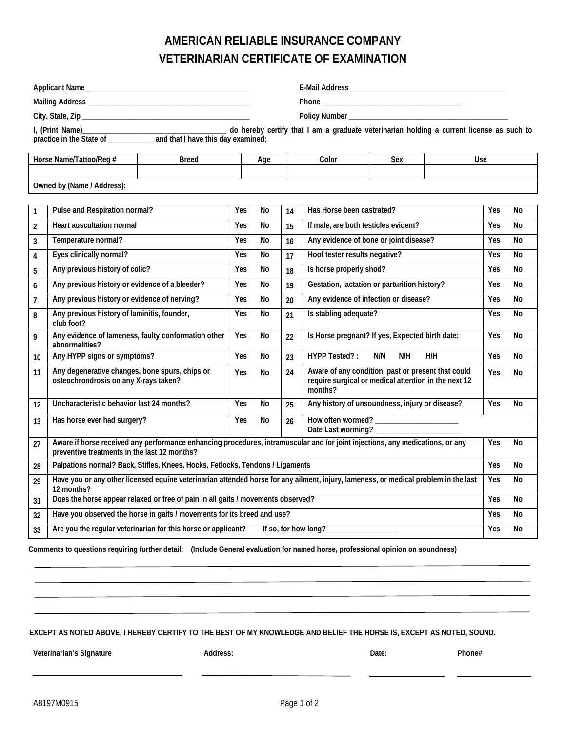# AMERICAN RELIABLE INSURANCE COMPANY
# VETERINARIAN CERTIFICATE OF EXAMINATION

**Applicant Name** ___________________________________________ **E-Mail Address** ___________________________________________

**Mailing Address** ___________________________________________ **Phone** ______________________________________

**City, State, Zip** ___________________________________________ **Policy Number** ___________________________________________

**I, (Print Name)**______________________________________ **do hereby certify that I am a graduate veterinarian holding a current license as such to practice in the State of** ____________ **and that I have this day examined:**

| Horse Name/Tattoo/Reg # | Breed | Age | Color | Sex | Use |
|---|---|---|---|---|---|
| | | | | | |
| Owned by (Name / Address): | | | | | |

| # | Question | | # | Question | |
|---|---|---|---|---|---|
| 1 | Pulse and Respiration normal? | Yes No | 14 | Has Horse been castrated? | Yes No |
| 2 | Heart auscultation normal | Yes No | 15 | If male, are both testicles evident? | Yes No |
| 3 | Temperature normal? | Yes No | 16 | Any evidence of bone or joint disease? | Yes No |
| 4 | Eyes clinically normal? | Yes No | 17 | Hoof tester results negative? | Yes No |
| 5 | Any previous history of colic? | Yes No | 18 | Is horse properly shod? | Yes No |
| 6 | Any previous history or evidence of a bleeder? | Yes No | 19 | Gestation, lactation or parturition history? | Yes No |
| 7 | Any previous history or evidence of nerving? | Yes No | 20 | Any evidence of infection or disease? | Yes No |
| 8 | Any previous history of laminitis, founder, club foot? | Yes No | 21 | Is stabling adequate? | Yes No |
| 9 | Any evidence of lameness, faulty conformation other abnormalities? | Yes No | 22 | Is Horse pregnant? If yes, Expected birth date: | Yes No |
| 10 | Any HYPP signs or symptoms? | Yes No | 23 | HYPP Tested? : N/N N/H H/H | Yes No |
| 11 | Any degenerative changes, bone spurs, chips or osteochrondrosis on any X-rays taken? | Yes No | 24 | Aware of any condition, past or present that could require surgical or medical attention in the next 12 months? | Yes No |
| 12 | Uncharacteristic behavior last 24 months? | Yes No | 25 | Any history of unsoundness, injury or disease? | Yes No |
| 13 | Has horse ever had surgery? | Yes No | 26 | How often wormed? _____________________ Date Last worming?_____________________ | |

| # | Question | |
|---|---|---|
| 27 | Aware if horse received any performance enhancing procedures, intramuscular and /or joint injections, any medications, or any preventive treatments in the last 12 months? | Yes No |
| 28 | Palpations normal? Back, Stifles, Knees, Hocks, Fetlocks, Tendons / Ligaments | Yes No |
| 29 | Have you or any other licensed equine veterinarian attended horse for any ailment, injury, lameness, or medical problem in the last 12 months? | Yes No |
| 31 | Does the horse appear relaxed or free of pain in all gaits / movements observed? | Yes No |
| 32 | Have you observed the horse in gaits / movements for its breed and use? | Yes No |
| 33 | Are you the regular veterinarian for this horse or applicant? If so, for how long? _________________ | Yes No |

**Comments to questions requiring further detail: (Include General evaluation for named horse, professional opinion on soundness)**

______________________________________________________________________________

______________________________________________________________________________

______________________________________________________________________________

______________________________________________________________________________

**EXCEPT AS NOTED ABOVE, I HEREBY CERTIFY TO THE BEST OF MY KNOWLEDGE AND BELIEF THE HORSE IS, EXCEPT AS NOTED, SOUND.**

| Veterinarian's Signature | Address: | Date: | Phone# |
|---|---|---|---|
| ______________________ | ______________________ | ____________ | ____________ |

A8197M0915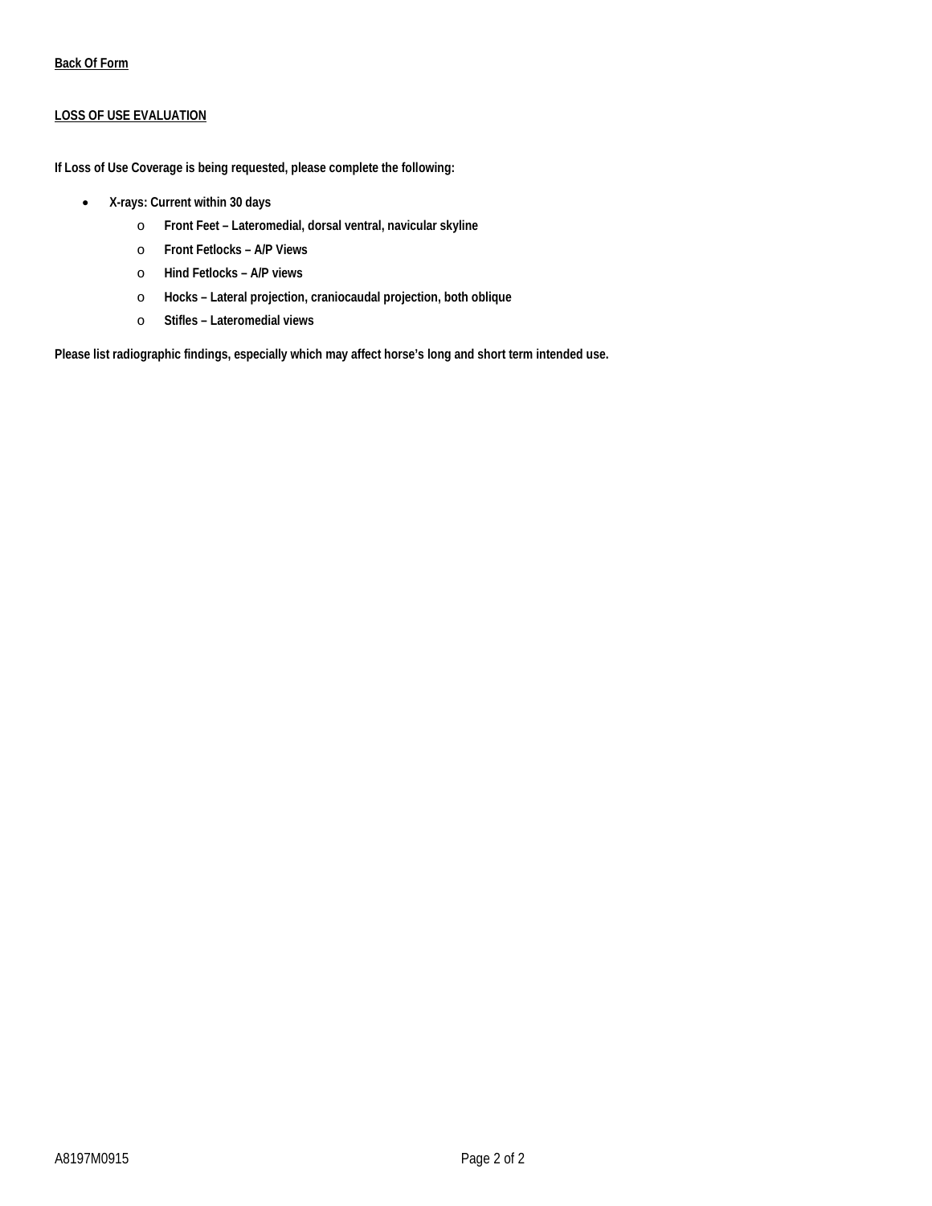**Back Of Form**

**LOSS OF USE EVALUATION**

**If Loss of Use Coverage is being requested, please complete the following:**

- **X-rays: Current within 30 days**
  - **Front Feet – Lateromedial, dorsal ventral, navicular skyline**
  - **Front Fetlocks – A/P Views**
  - **Hind Fetlocks – A/P views**
  - **Hocks – Lateral projection, craniocaudal projection, both oblique**
  - **Stifles – Lateromedial views**

**Please list radiographic findings, especially which may affect horse's long and short term intended use.**

A8197M0915